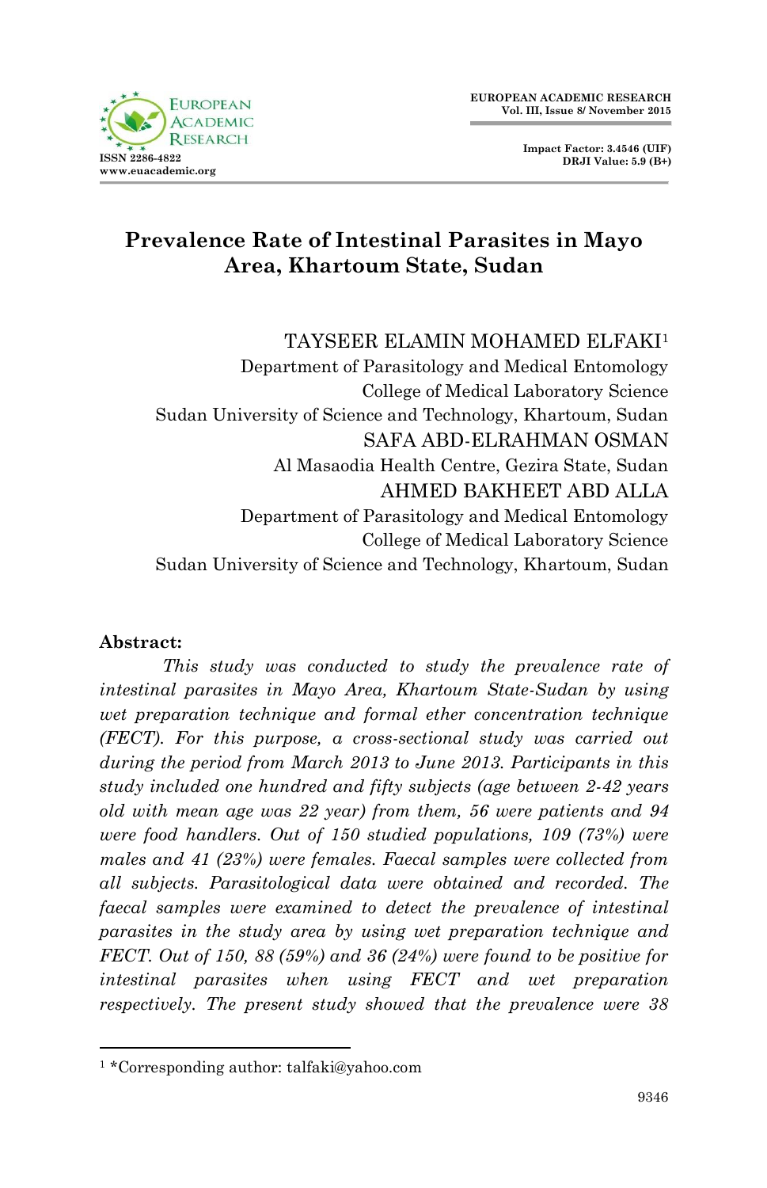# Prevalence Rate of Intestinal Parasites in Mayo Area, Khartoum State, Sudan

TAYSEER ELAMIN MOHAMED ELFAKI[1]
Department of Parasitology and Medical Entomology
College of Medical Laboratory Science
Sudan University of Science and Technology, Khartoum, Sudan

SAFA ABD-ELRAHMAN OSMAN
Al Masaodia Health Centre, Gezira State, Sudan

AHMED BAKHEET ABD ALLA
Department of Parasitology and Medical Entomology
College of Medical Laboratory Science
Sudan University of Science and Technology, Khartoum, Sudan

**Abstract:**

*This study was conducted to study the prevalence rate of intestinal parasites in Mayo Area, Khartoum State-Sudan by using wet preparation technique and formal ether concentration technique (FECT). For this purpose, a cross-sectional study was carried out during the period from March 2013 to June 2013. Participants in this study included one hundred and fifty subjects (age between 2-42 years old with mean age was 22 year) from them, 56 were patients and 94 were food handlers. Out of 150 studied populations, 109 (73%) were males and 41 (23%) were females. Faecal samples were collected from all subjects. Parasitological data were obtained and recorded. The faecal samples were examined to detect the prevalence of intestinal parasites in the study area by using wet preparation technique and FECT. Out of 150, 88 (59%) and 36 (24%) were found to be positive for intestinal parasites when using FECT and wet preparation respectively. The present study showed that the prevalence were 38*

[1] *Corresponding author: talfaki@yahoo.com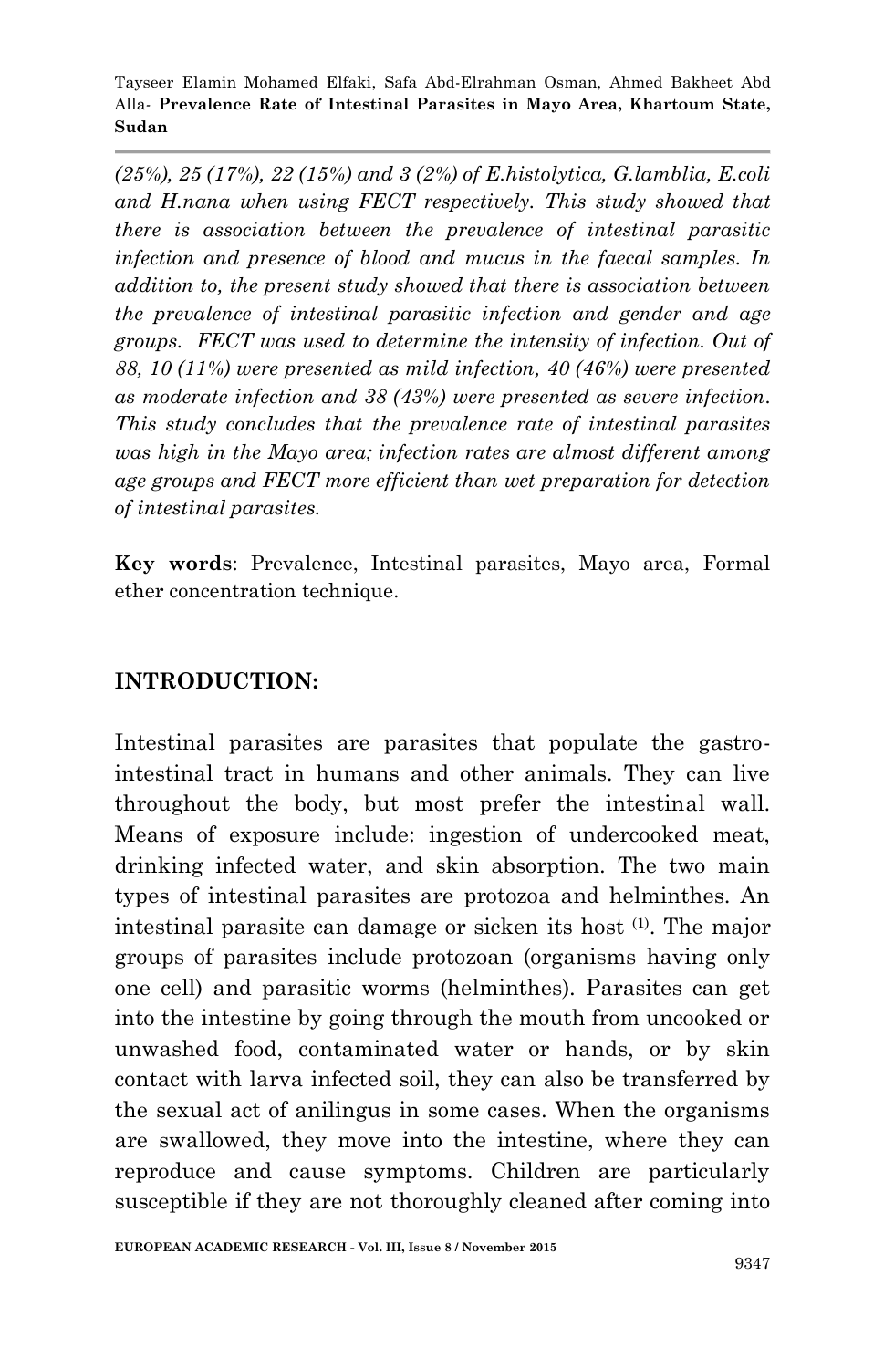*(25%), 25 (17%), 22 (15%) and 3 (2%) of E.histolytica, G.lamblia, E.coli and H.nana when using FECT respectively. This study showed that there is association between the prevalence of intestinal parasitic infection and presence of blood and mucus in the faecal samples. In addition to, the present study showed that there is association between the prevalence of intestinal parasitic infection and gender and age groups. FECT was used to determine the intensity of infection. Out of 88, 10 (11%) were presented as mild infection, 40 (46%) were presented as moderate infection and 38 (43%) were presented as severe infection. This study concludes that the prevalence rate of intestinal parasites was high in the Mayo area; infection rates are almost different among age groups and FECT more efficient than wet preparation for detection of intestinal parasites.*

**Key words**: Prevalence, Intestinal parasites, Mayo area, Formal ether concentration technique.

## INTRODUCTION:

Intestinal parasites are parasites that populate the gastro-intestinal tract in humans and other animals. They can live throughout the body, but most prefer the intestinal wall. Means of exposure include: ingestion of undercooked meat, drinking infected water, and skin absorption. The two main types of intestinal parasites are protozoa and helminthes. An intestinal parasite can damage or sicken its host [1]. The major groups of parasites include protozoan (organisms having only one cell) and parasitic worms (helminthes). Parasites can get into the intestine by going through the mouth from uncooked or unwashed food, contaminated water or hands, or by skin contact with larva infected soil, they can also be transferred by the sexual act of anilingus in some cases. When the organisms are swallowed, they move into the intestine, where they can reproduce and cause symptoms. Children are particularly susceptible if they are not thoroughly cleaned after coming into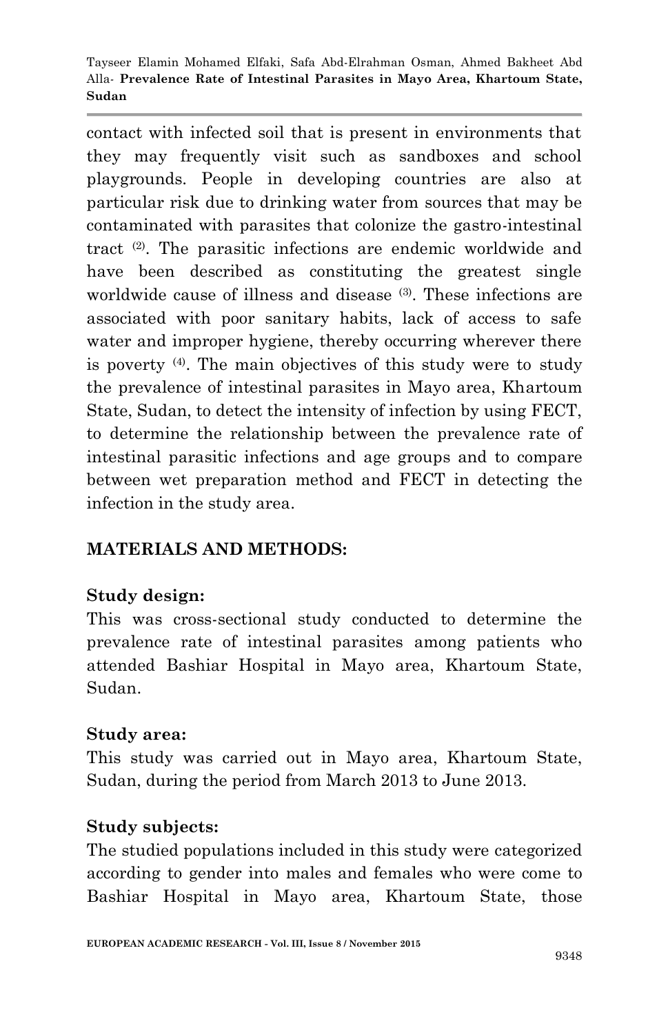contact with infected soil that is present in environments that they may frequently visit such as sandboxes and school playgrounds. People in developing countries are also at particular risk due to drinking water from sources that may be contaminated with parasites that colonize the gastro-intestinal tract [2]. The parasitic infections are endemic worldwide and have been described as constituting the greatest single worldwide cause of illness and disease [3]. These infections are associated with poor sanitary habits, lack of access to safe water and improper hygiene, thereby occurring wherever there is poverty [4]. The main objectives of this study were to study the prevalence of intestinal parasites in Mayo area, Khartoum State, Sudan, to detect the intensity of infection by using FECT, to determine the relationship between the prevalence rate of intestinal parasitic infections and age groups and to compare between wet preparation method and FECT in detecting the infection in the study area.

## MATERIALS AND METHODS:

### Study design:

This was cross-sectional study conducted to determine the prevalence rate of intestinal parasites among patients who attended Bashiar Hospital in Mayo area, Khartoum State, Sudan.

### Study area:

This study was carried out in Mayo area, Khartoum State, Sudan, during the period from March 2013 to June 2013.

### Study subjects:

The studied populations included in this study were categorized according to gender into males and females who were come to Bashiar Hospital in Mayo area, Khartoum State, those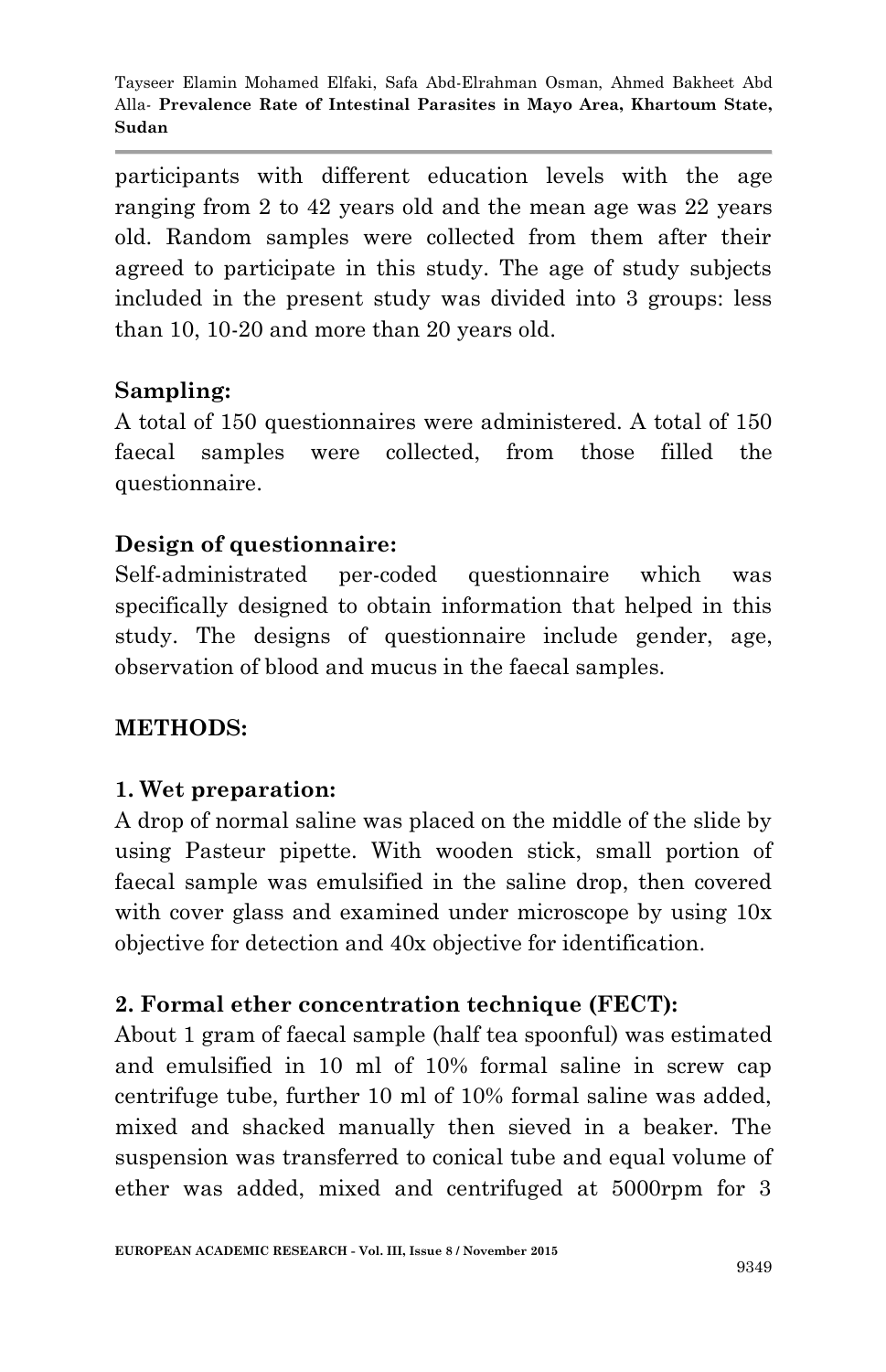participants with different education levels with the age ranging from 2 to 42 years old and the mean age was 22 years old. Random samples were collected from them after their agreed to participate in this study. The age of study subjects included in the present study was divided into 3 groups: less than 10, 10-20 and more than 20 years old.

## Sampling:

A total of 150 questionnaires were administered. A total of 150 faecal samples were collected, from those filled the questionnaire.

## Design of questionnaire:

Self-administrated per-coded questionnaire which was specifically designed to obtain information that helped in this study. The designs of questionnaire include gender, age, observation of blood and mucus in the faecal samples.

## METHODS:

### 1. Wet preparation:

A drop of normal saline was placed on the middle of the slide by using Pasteur pipette. With wooden stick, small portion of faecal sample was emulsified in the saline drop, then covered with cover glass and examined under microscope by using 10x objective for detection and 40x objective for identification.

### 2. Formal ether concentration technique (FECT):

About 1 gram of faecal sample (half tea spoonful) was estimated and emulsified in 10 ml of 10% formal saline in screw cap centrifuge tube, further 10 ml of 10% formal saline was added, mixed and shacked manually then sieved in a beaker. The suspension was transferred to conical tube and equal volume of ether was added, mixed and centrifuged at 5000rpm for 3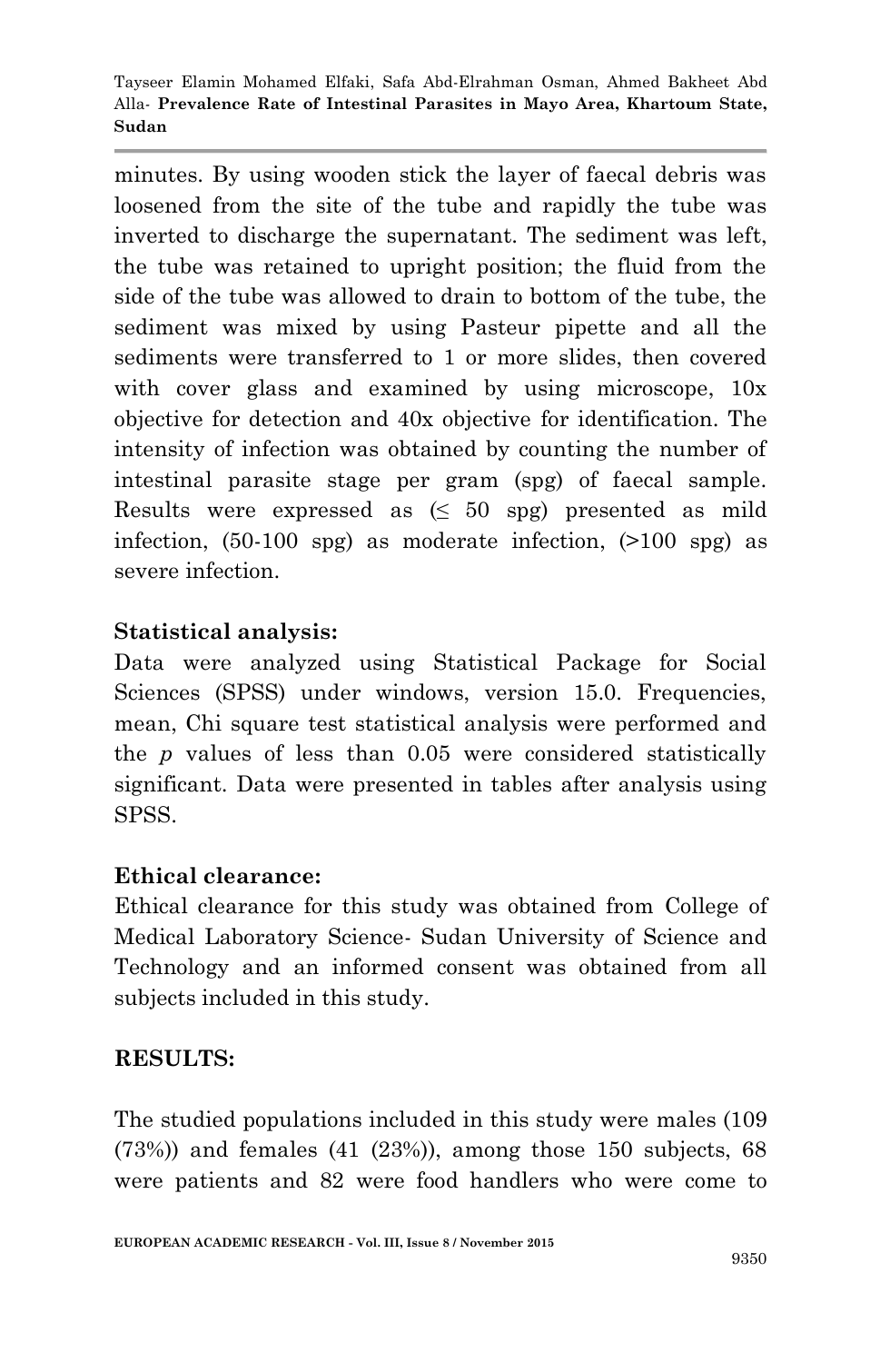minutes. By using wooden stick the layer of faecal debris was loosened from the site of the tube and rapidly the tube was inverted to discharge the supernatant. The sediment was left, the tube was retained to upright position; the fluid from the side of the tube was allowed to drain to bottom of the tube, the sediment was mixed by using Pasteur pipette and all the sediments were transferred to 1 or more slides, then covered with cover glass and examined by using microscope, 10x objective for detection and 40x objective for identification. The intensity of infection was obtained by counting the number of intestinal parasite stage per gram (spg) of faecal sample. Results were expressed as (≤ 50 spg) presented as mild infection, (50-100 spg) as moderate infection, (>100 spg) as severe infection.

**Statistical analysis:**

Data were analyzed using Statistical Package for Social Sciences (SPSS) under windows, version 15.0. Frequencies, mean, Chi square test statistical analysis were performed and the *p* values of less than 0.05 were considered statistically significant. Data were presented in tables after analysis using SPSS.

**Ethical clearance:**

Ethical clearance for this study was obtained from College of Medical Laboratory Science- Sudan University of Science and Technology and an informed consent was obtained from all subjects included in this study.

**RESULTS:**

The studied populations included in this study were males (109 (73%)) and females (41 (23%)), among those 150 subjects, 68 were patients and 82 were food handlers who were come to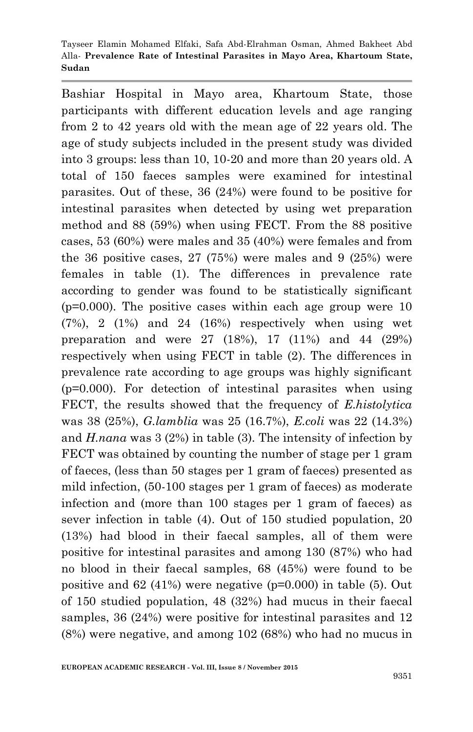Bashiar Hospital in Mayo area, Khartoum State, those participants with different education levels and age ranging from 2 to 42 years old with the mean age of 22 years old. The age of study subjects included in the present study was divided into 3 groups: less than 10, 10-20 and more than 20 years old. A total of 150 faeces samples were examined for intestinal parasites. Out of these, 36 (24%) were found to be positive for intestinal parasites when detected by using wet preparation method and 88 (59%) when using FECT. From the 88 positive cases, 53 (60%) were males and 35 (40%) were females and from the 36 positive cases, 27 (75%) were males and 9 (25%) were females in table (1). The differences in prevalence rate according to gender was found to be statistically significant (p=0.000). The positive cases within each age group were 10 (7%), 2 (1%) and 24 (16%) respectively when using wet preparation and were 27 (18%), 17 (11%) and 44 (29%) respectively when using FECT in table (2). The differences in prevalence rate according to age groups was highly significant (p=0.000). For detection of intestinal parasites when using FECT, the results showed that the frequency of *E.histolytica* was 38 (25%), *G.lamblia* was 25 (16.7%), *E.coli* was 22 (14.3%) and *H.nana* was 3 (2%) in table (3). The intensity of infection by FECT was obtained by counting the number of stage per 1 gram of faeces, (less than 50 stages per 1 gram of faeces) presented as mild infection, (50-100 stages per 1 gram of faeces) as moderate infection and (more than 100 stages per 1 gram of faeces) as sever infection in table (4). Out of 150 studied population, 20 (13%) had blood in their faecal samples, all of them were positive for intestinal parasites and among 130 (87%) who had no blood in their faecal samples, 68 (45%) were found to be positive and 62 (41%) were negative (p=0.000) in table (5). Out of 150 studied population, 48 (32%) had mucus in their faecal samples, 36 (24%) were positive for intestinal parasites and 12 (8%) were negative, and among 102 (68%) who had no mucus in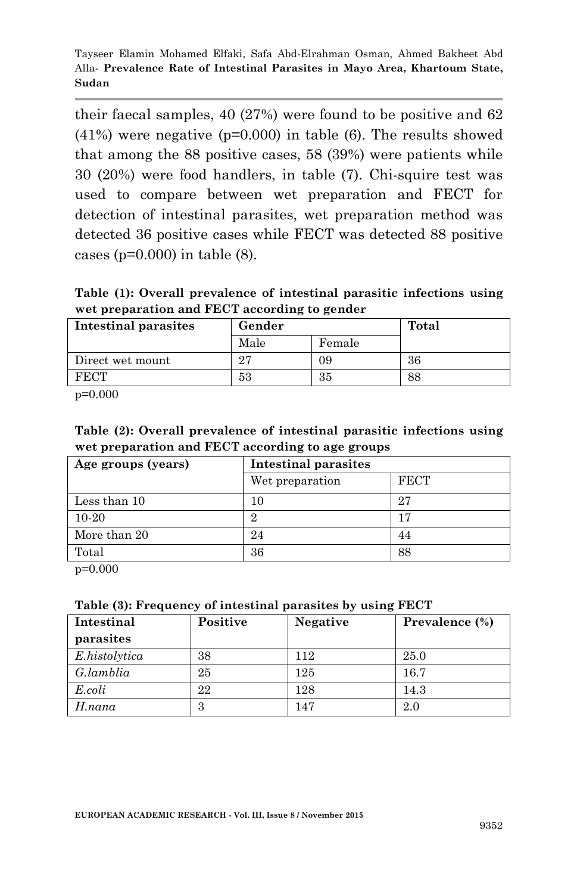their faecal samples, 40 (27%) were found to be positive and 62 (41%) were negative (p=0.000) in table (6). The results showed that among the 88 positive cases, 58 (39%) were patients while 30 (20%) were food handlers, in table (7). Chi-squire test was used to compare between wet preparation and FECT for detection of intestinal parasites, wet preparation method was detected 36 positive cases while FECT was detected 88 positive cases (p=0.000) in table (8).

**Table (1): Overall prevalence of intestinal parasitic infections using wet preparation and FECT according to gender**

| Intestinal parasites | Gender | | Total |
|---|---|---|---|
| | Male | Female | |
| Direct wet mount | 27 | 09 | 36 |
| FECT | 53 | 35 | 88 |

p=0.000

**Table (2): Overall prevalence of intestinal parasitic infections using wet preparation and FECT according to age groups**

| Age groups (years) | Intestinal parasites | |
|---|---|---|
| | Wet preparation | FECT |
| Less than 10 | 10 | 27 |
| 10-20 | 2 | 17 |
| More than 20 | 24 | 44 |
| Total | 36 | 88 |

p=0.000

**Table (3): Frequency of intestinal parasites by using FECT**

| Intestinal parasites | Positive | Negative | Prevalence (%) |
|---|---|---|---|
| *E.histolytica* | 38 | 112 | 25.0 |
| *G.lamblia* | 25 | 125 | 16.7 |
| *E.coli* | 22 | 128 | 14.3 |
| *H.nana* | 3 | 147 | 2.0 |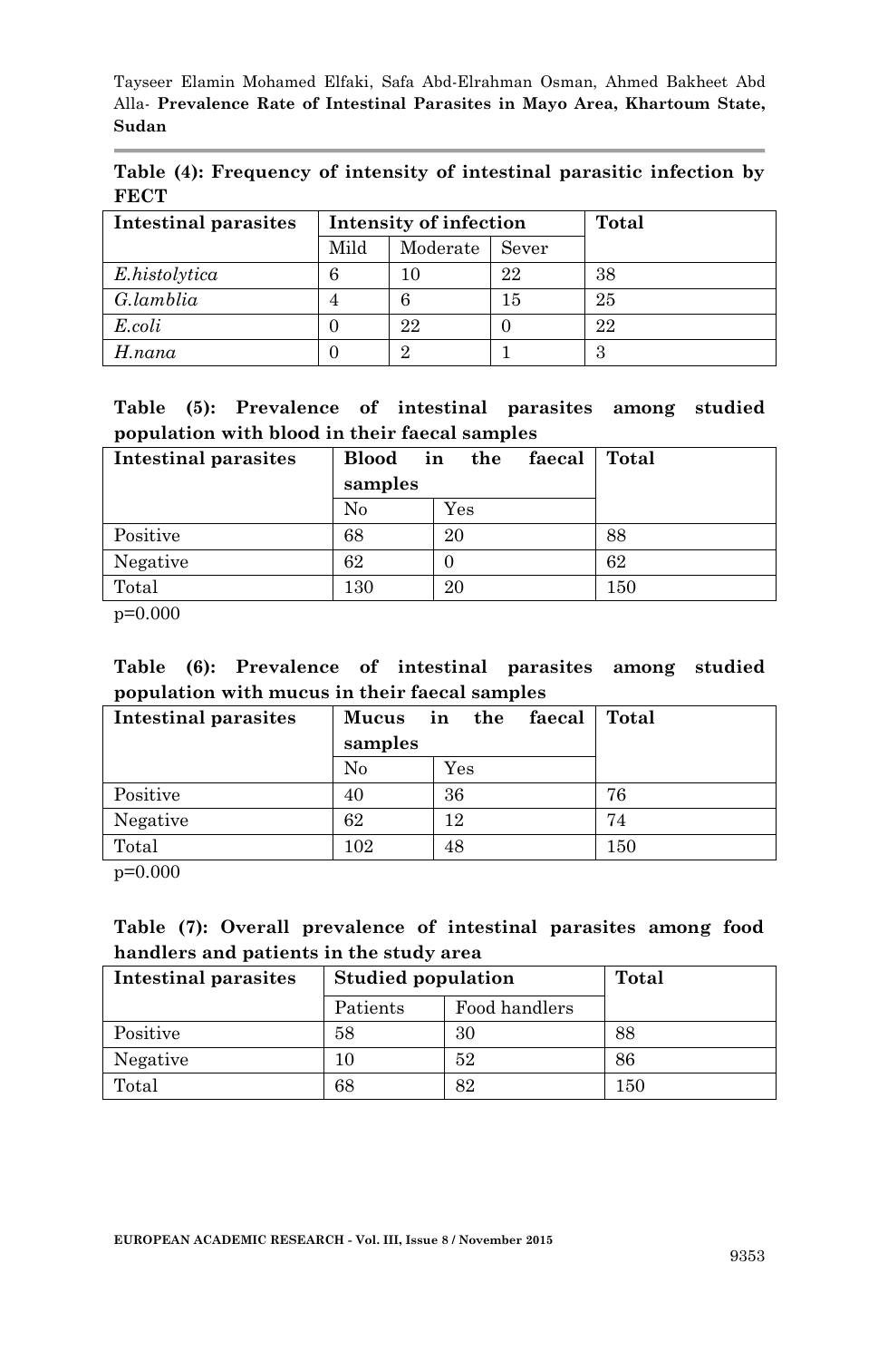**Table (4): Frequency of intensity of intestinal parasitic infection by FECT**

| Intestinal parasites | Intensity of infection | | | Total |
|---|---|---|---|---|
| | Mild | Moderate | Sever | |
| *E.histolytica* | 6 | 10 | 22 | 38 |
| *G.lamblia* | 4 | 6 | 15 | 25 |
| *E.coli* | 0 | 22 | 0 | 22 |
| *H.nana* | 0 | 2 | 1 | 3 |

**Table (5): Prevalence of intestinal parasites among studied population with blood in their faecal samples**

| Intestinal parasites | Blood in the faecal samples | | Total |
|---|---|---|---|
| | No | Yes | |
| Positive | 68 | 20 | 88 |
| Negative | 62 | 0 | 62 |
| Total | 130 | 20 | 150 |

p=0.000

**Table (6): Prevalence of intestinal parasites among studied population with mucus in their faecal samples**

| Intestinal parasites | Mucus in the faecal samples | | Total |
|---|---|---|---|
| | No | Yes | |
| Positive | 40 | 36 | 76 |
| Negative | 62 | 12 | 74 |
| Total | 102 | 48 | 150 |

p=0.000

**Table (7): Overall prevalence of intestinal parasites among food handlers and patients in the study area**

| Intestinal parasites | Studied population | | Total |
|---|---|---|---|
| | Patients | Food handlers | |
| Positive | 58 | 30 | 88 |
| Negative | 10 | 52 | 86 |
| Total | 68 | 82 | 150 |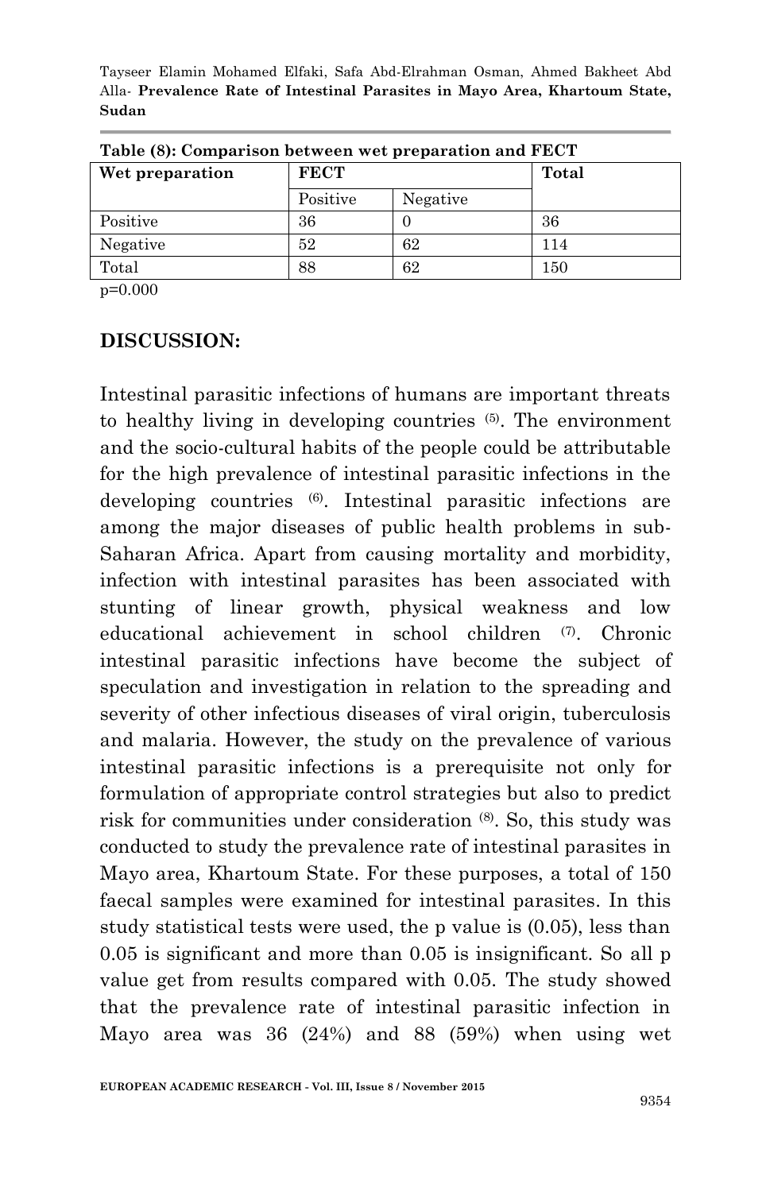**Table (8): Comparison between wet preparation and FECT**

| Wet preparation | FECT | | Total |
|---|---|---|---|
| | Positive | Negative | |
| Positive | 36 | 0 | 36 |
| Negative | 52 | 62 | 114 |
| Total | 88 | 62 | 150 |

p=0.000

## DISCUSSION:

Intestinal parasitic infections of humans are important threats to healthy living in developing countries [5]. The environment and the socio-cultural habits of the people could be attributable for the high prevalence of intestinal parasitic infections in the developing countries [6]. Intestinal parasitic infections are among the major diseases of public health problems in sub-Saharan Africa. Apart from causing mortality and morbidity, infection with intestinal parasites has been associated with stunting of linear growth, physical weakness and low educational achievement in school children [7]. Chronic intestinal parasitic infections have become the subject of speculation and investigation in relation to the spreading and severity of other infectious diseases of viral origin, tuberculosis and malaria. However, the study on the prevalence of various intestinal parasitic infections is a prerequisite not only for formulation of appropriate control strategies but also to predict risk for communities under consideration [8]. So, this study was conducted to study the prevalence rate of intestinal parasites in Mayo area, Khartoum State. For these purposes, a total of 150 faecal samples were examined for intestinal parasites. In this study statistical tests were used, the p value is (0.05), less than 0.05 is significant and more than 0.05 is insignificant. So all p value get from results compared with 0.05. The study showed that the prevalence rate of intestinal parasitic infection in Mayo area was 36 (24%) and 88 (59%) when using wet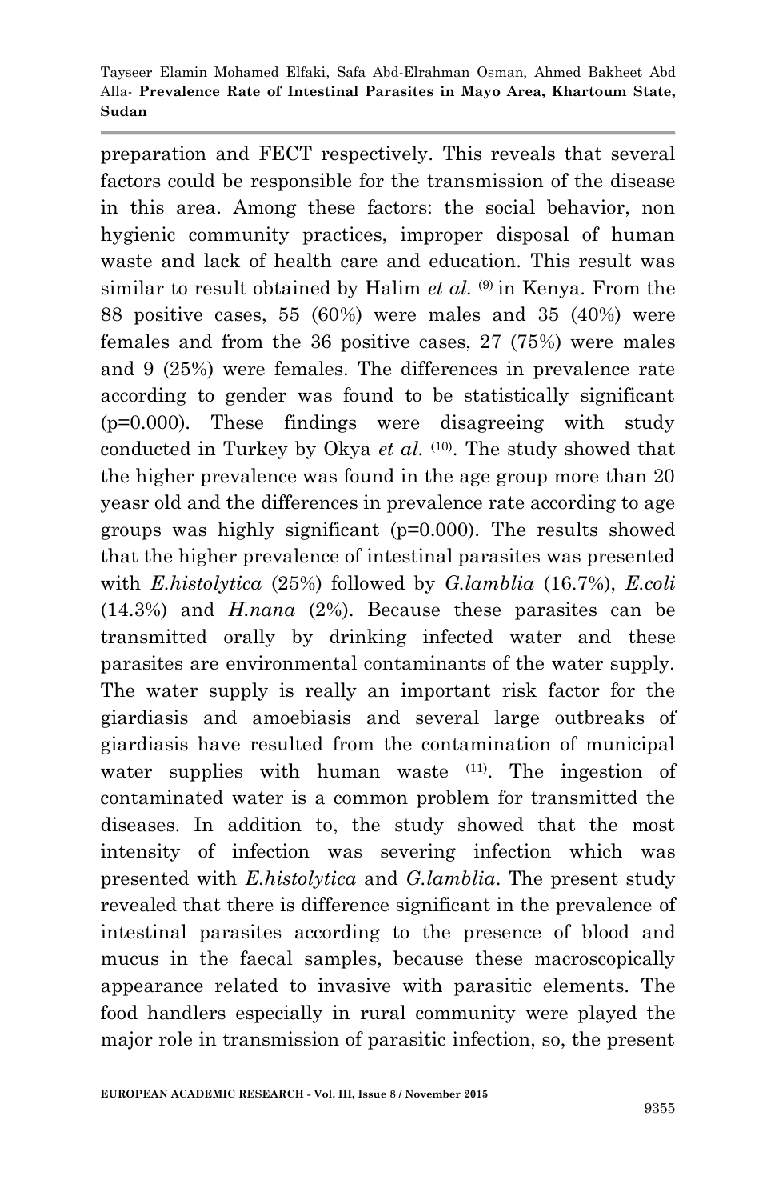preparation and FECT respectively. This reveals that several factors could be responsible for the transmission of the disease in this area. Among these factors: the social behavior, non hygienic community practices, improper disposal of human waste and lack of health care and education. This result was similar to result obtained by Halim *et al.* [9] in Kenya. From the 88 positive cases, 55 (60%) were males and 35 (40%) were females and from the 36 positive cases, 27 (75%) were males and 9 (25%) were females. The differences in prevalence rate according to gender was found to be statistically significant (p=0.000). These findings were disagreeing with study conducted in Turkey by Okya *et al.* [10]. The study showed that the higher prevalence was found in the age group more than 20 yeasr old and the differences in prevalence rate according to age groups was highly significant (p=0.000). The results showed that the higher prevalence of intestinal parasites was presented with *E.histolytica* (25%) followed by *G.lamblia* (16.7%), *E.coli* (14.3%) and *H.nana* (2%). Because these parasites can be transmitted orally by drinking infected water and these parasites are environmental contaminants of the water supply. The water supply is really an important risk factor for the giardiasis and amoebiasis and several large outbreaks of giardiasis have resulted from the contamination of municipal water supplies with human waste [11]. The ingestion of contaminated water is a common problem for transmitted the diseases. In addition to, the study showed that the most intensity of infection was severing infection which was presented with *E.histolytica* and *G.lamblia*. The present study revealed that there is difference significant in the prevalence of intestinal parasites according to the presence of blood and mucus in the faecal samples, because these macroscopically appearance related to invasive with parasitic elements. The food handlers especially in rural community were played the major role in transmission of parasitic infection, so, the present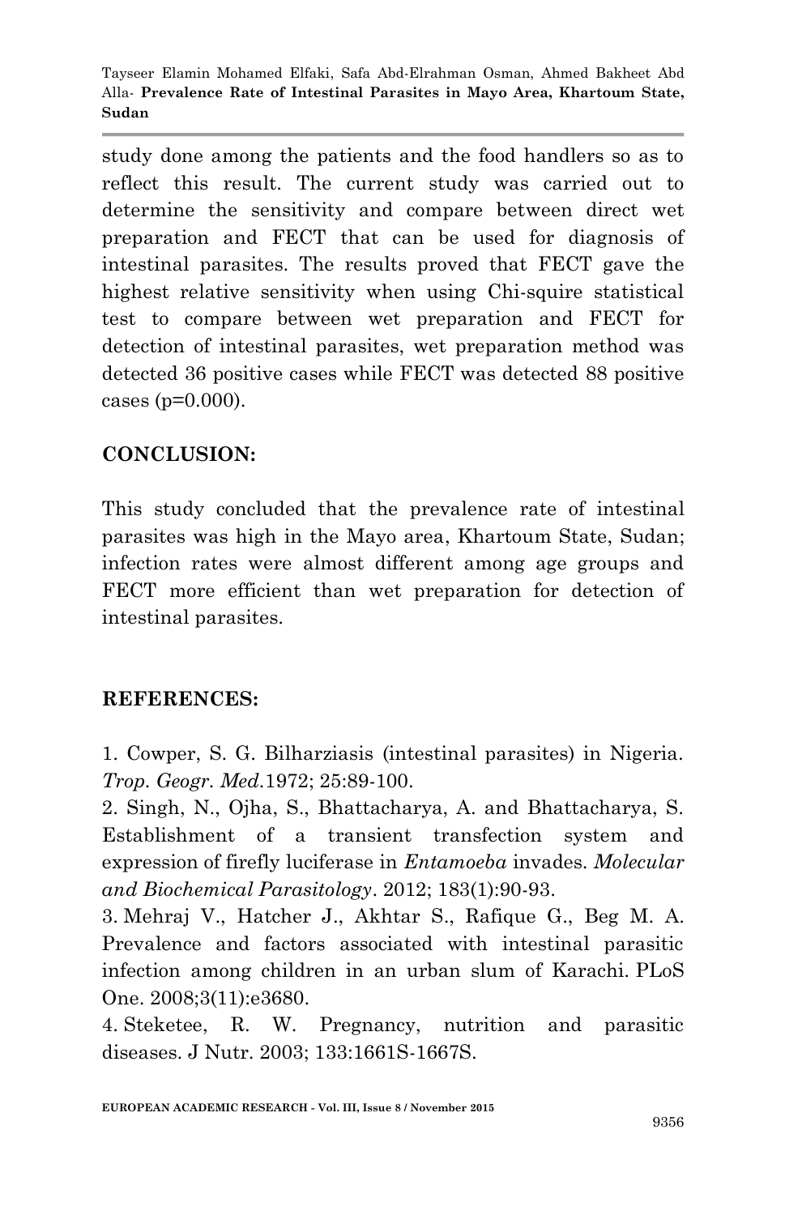study done among the patients and the food handlers so as to reflect this result. The current study was carried out to determine the sensitivity and compare between direct wet preparation and FECT that can be used for diagnosis of intestinal parasites. The results proved that FECT gave the highest relative sensitivity when using Chi-squire statistical test to compare between wet preparation and FECT for detection of intestinal parasites, wet preparation method was detected 36 positive cases while FECT was detected 88 positive cases (p=0.000).

## CONCLUSION:

This study concluded that the prevalence rate of intestinal parasites was high in the Mayo area, Khartoum State, Sudan; infection rates were almost different among age groups and FECT more efficient than wet preparation for detection of intestinal parasites.

## REFERENCES:

1. Cowper, S. G. Bilharziasis (intestinal parasites) in Nigeria. *Trop. Geogr. Med*.1972; 25:89-100.
2. Singh, N., Ojha, S., Bhattacharya, A. and Bhattacharya, S. Establishment of a transient transfection system and expression of firefly luciferase in *Entamoeba* invades. *Molecular and Biochemical Parasitology*. 2012; 183(1):90-93.
3. Mehraj V., Hatcher J., Akhtar S., Rafique G., Beg M. A. Prevalence and factors associated with intestinal parasitic infection among children in an urban slum of Karachi. PLoS One. 2008;3(11):e3680.
4. Steketee, R. W. Pregnancy, nutrition and parasitic diseases. J Nutr. 2003; 133:1661S-1667S.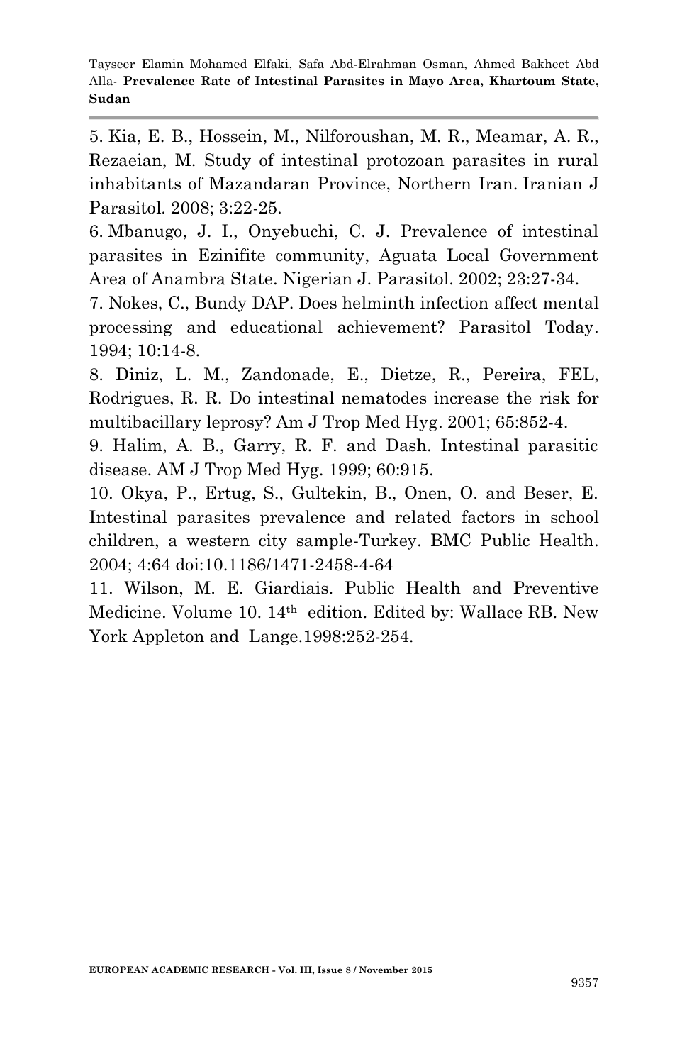5. Kia, E. B., Hossein, M., Nilforoushan, M. R., Meamar, A. R., Rezaeian, M. Study of intestinal protozoan parasites in rural inhabitants of Mazandaran Province, Northern Iran. Iranian J Parasitol. 2008; 3:22-25.

6. Mbanugo, J. I., Onyebuchi, C. J. Prevalence of intestinal parasites in Ezinifite community, Aguata Local Government Area of Anambra State. Nigerian J. Parasitol. 2002; 23:27-34.

7. Nokes, C., Bundy DAP. Does helminth infection affect mental processing and educational achievement? Parasitol Today. 1994; 10:14-8.

8. Diniz, L. M., Zandonade, E., Dietze, R., Pereira, FEL, Rodrigues, R. R. Do intestinal nematodes increase the risk for multibacillary leprosy? Am J Trop Med Hyg. 2001; 65:852-4.

9. Halim, A. B., Garry, R. F. and Dash. Intestinal parasitic disease. AM J Trop Med Hyg. 1999; 60:915.

10. Okya, P., Ertug, S., Gultekin, B., Onen, O. and Beser, E. Intestinal parasites prevalence and related factors in school children, a western city sample-Turkey. BMC Public Health. 2004; 4:64 doi:10.1186/1471-2458-4-64

11. Wilson, M. E. Giardiais. Public Health and Preventive Medicine. Volume 10. 14th edition. Edited by: Wallace RB. New York Appleton and Lange.1998:252-254.